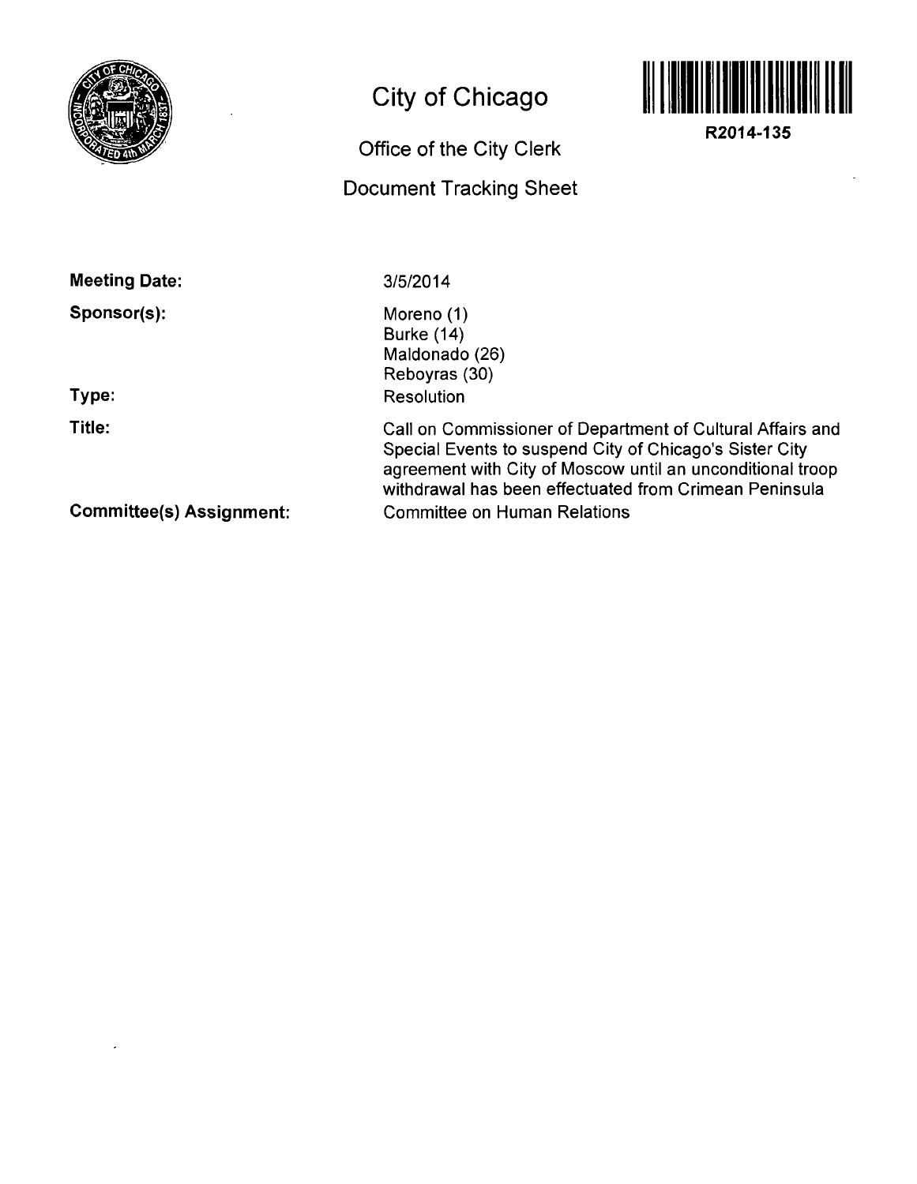# City of Chicago

## Office of the City Clerk

## Document Tracking Sheet

**R2014-135**

**Meeting Date:** 3/5/2014

**Sponsor(s):**
Moreno (1)
Burke (14)
Maldonado (26)
Reboyras (30)

**Type:** Resolution

**Title:** Call on Commissioner of Department of Cultural Affairs and Special Events to suspend City of Chicago's Sister City agreement with City of Moscow until an unconditional troop withdrawal has been effectuated from Crimean Peninsula

**Committee(s) Assignment:** Committee on Human Relations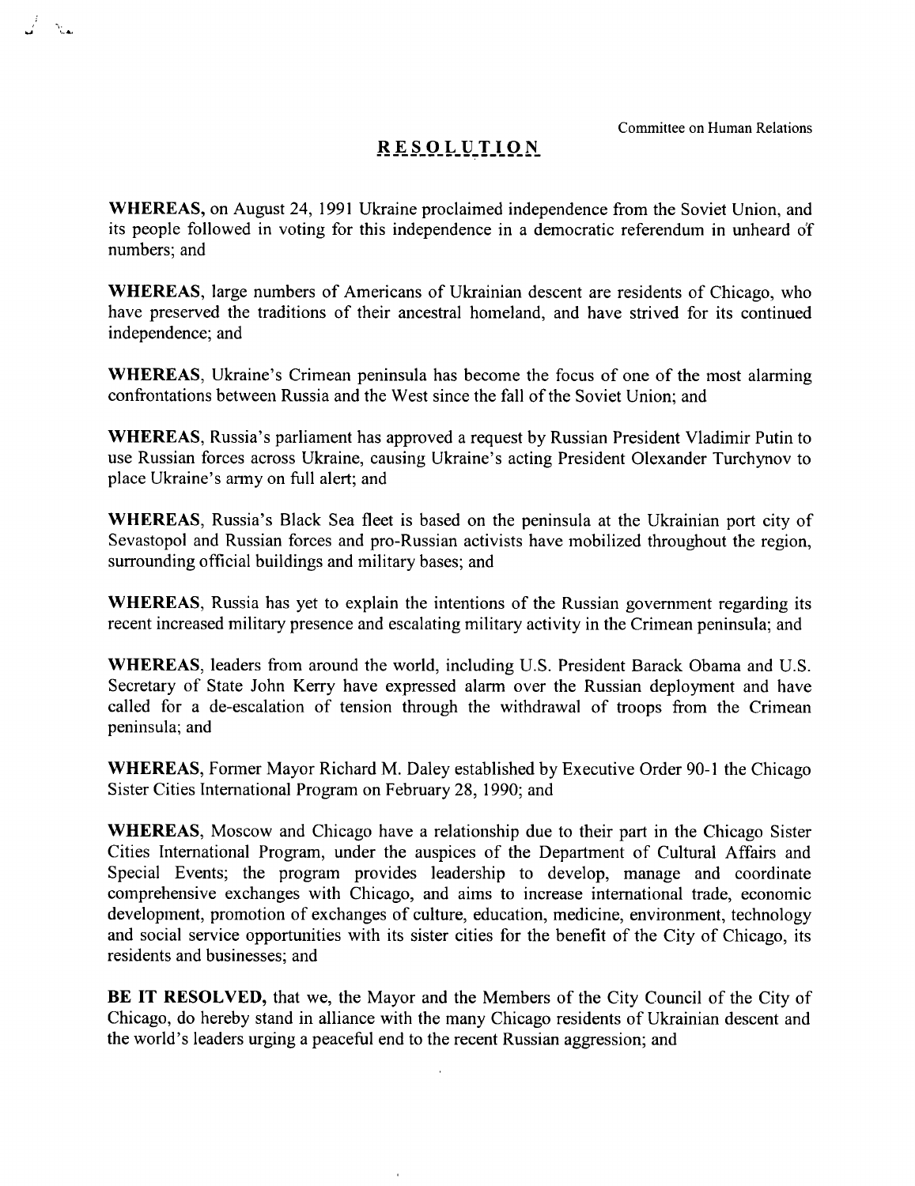Committee on Human Relations

# RESOLUTION

**WHEREAS,** on August 24, 1991 Ukraine proclaimed independence from the Soviet Union, and its people followed in voting for this independence in a democratic referendum in unheard of numbers; and

**WHEREAS,** large numbers of Americans of Ukrainian descent are residents of Chicago, who have preserved the traditions of their ancestral homeland, and have strived for its continued independence; and

**WHEREAS,** Ukraine's Crimean peninsula has become the focus of one of the most alarming confrontations between Russia and the West since the fall of the Soviet Union; and

**WHEREAS,** Russia's parliament has approved a request by Russian President Vladimir Putin to use Russian forces across Ukraine, causing Ukraine's acting President Olexander Turchynov to place Ukraine's army on full alert; and

**WHEREAS,** Russia's Black Sea fleet is based on the peninsula at the Ukrainian port city of Sevastopol and Russian forces and pro-Russian activists have mobilized throughout the region, surrounding official buildings and military bases; and

**WHEREAS,** Russia has yet to explain the intentions of the Russian government regarding its recent increased military presence and escalating military activity in the Crimean peninsula; and

**WHEREAS,** leaders from around the world, including U.S. President Barack Obama and U.S. Secretary of State John Kerry have expressed alarm over the Russian deployment and have called for a de-escalation of tension through the withdrawal of troops from the Crimean peninsula; and

**WHEREAS,** Former Mayor Richard M. Daley established by Executive Order 90-1 the Chicago Sister Cities International Program on February 28, 1990; and

**WHEREAS,** Moscow and Chicago have a relationship due to their part in the Chicago Sister Cities International Program, under the auspices of the Department of Cultural Affairs and Special Events; the program provides leadership to develop, manage and coordinate comprehensive exchanges with Chicago, and aims to increase international trade, economic development, promotion of exchanges of culture, education, medicine, environment, technology and social service opportunities with its sister cities for the benefit of the City of Chicago, its residents and businesses; and

**BE IT RESOLVED,** that we, the Mayor and the Members of the City Council of the City of Chicago, do hereby stand in alliance with the many Chicago residents of Ukrainian descent and the world's leaders urging a peaceful end to the recent Russian aggression; and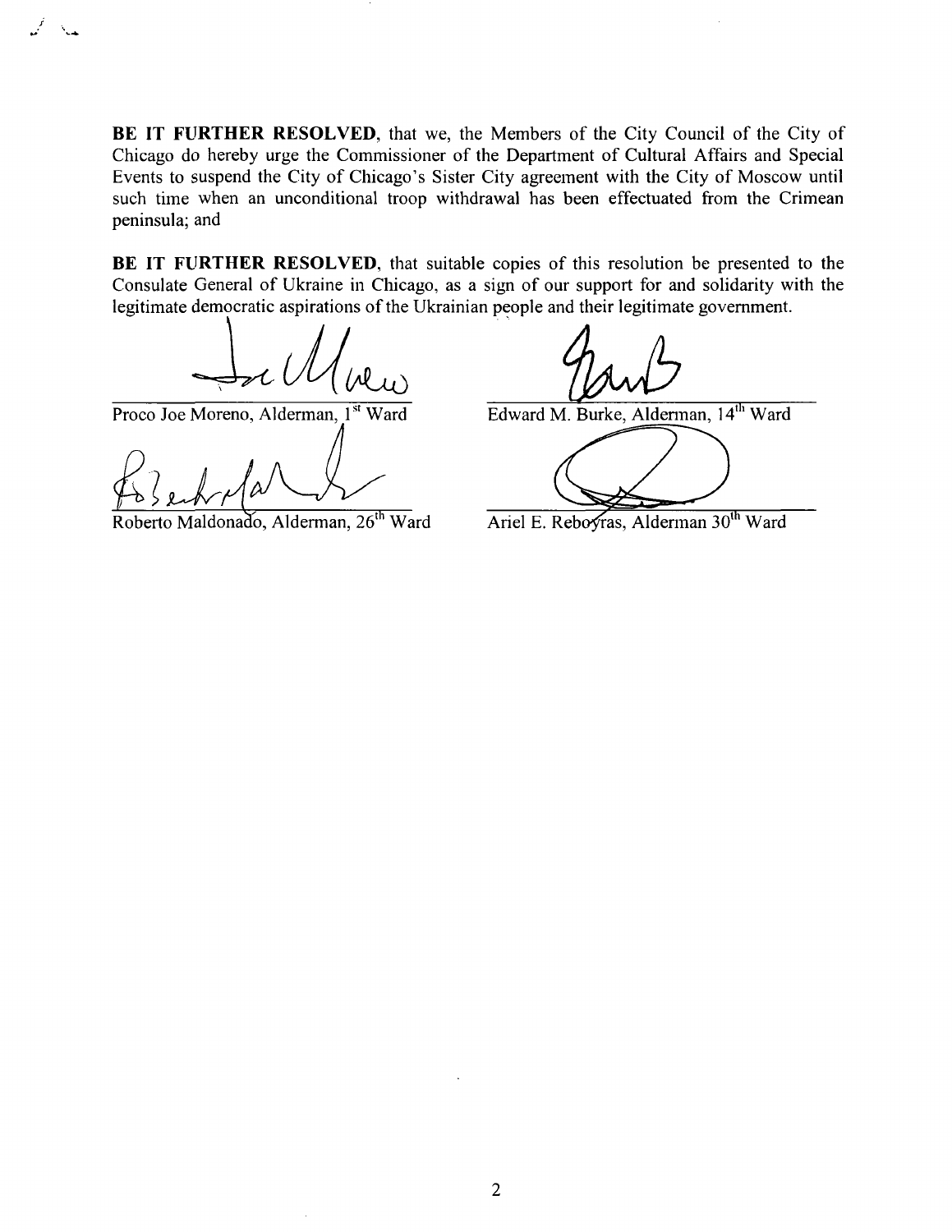**BE IT FURTHER RESOLVED**, that we, the Members of the City Council of the City of Chicago do hereby urge the Commissioner of the Department of Cultural Affairs and Special Events to suspend the City of Chicago's Sister City agreement with the City of Moscow until such time when an unconditional troop withdrawal has been effectuated from the Crimean peninsula; and

**BE IT FURTHER RESOLVED**, that suitable copies of this resolution be presented to the Consulate General of Ukraine in Chicago, as a sign of our support for and solidarity with the legitimate democratic aspirations of the Ukrainian people and their legitimate government.

Proco Joe Moreno, Alderman, 1st Ward

Edward M. Burke, Alderman, 14th Ward

Roberto Maldonado, Alderman, 26th Ward

Ariel E. Reboyras, Alderman 30th Ward